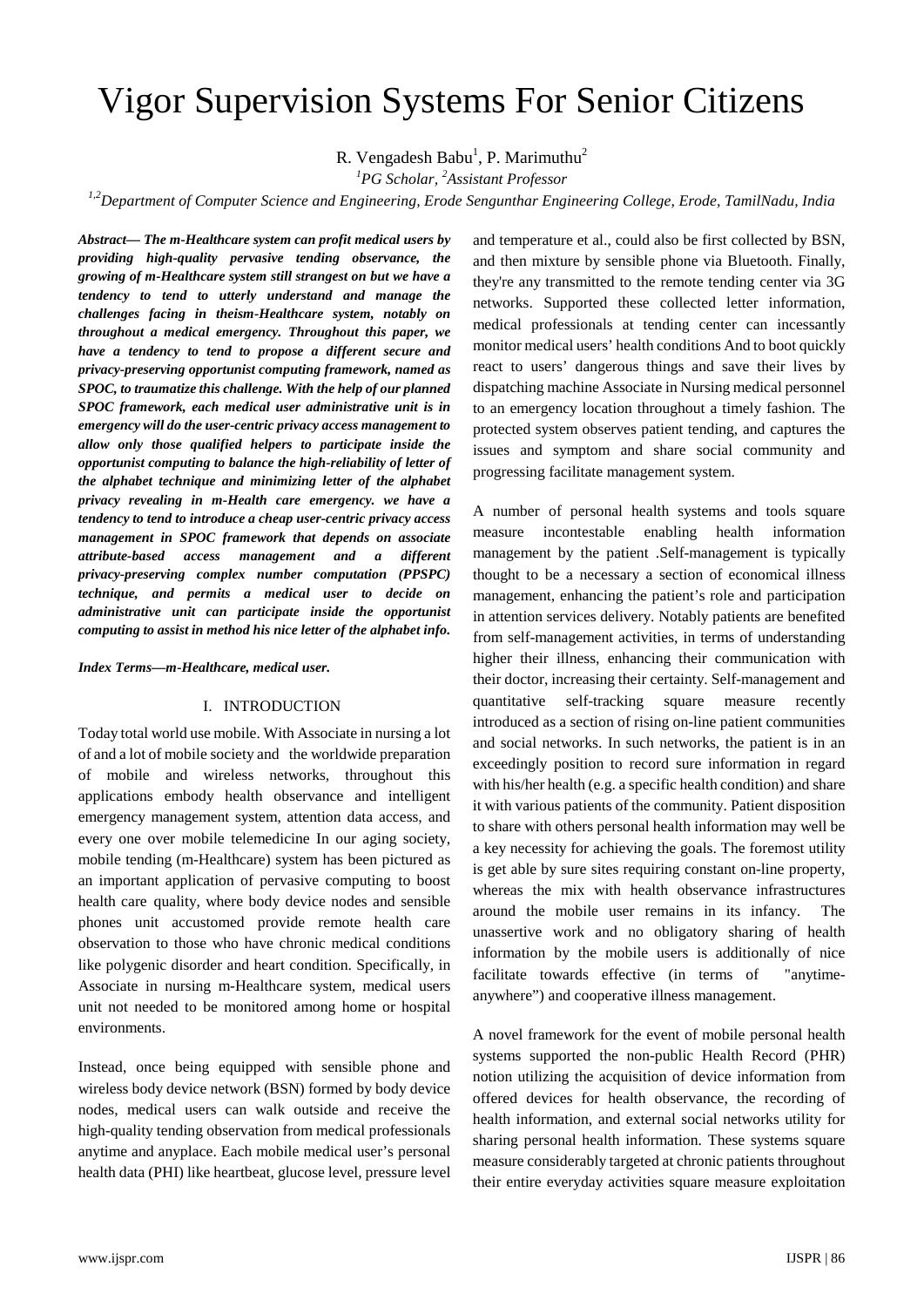# Vigor Supervision Systems For Senior Citizens

R. Vengadesh Babu[1], P. Marimuthu[2]

*[1]PG Scholar, [2]Assistant Professor*

*[1,2]Department of Computer Science and Engineering, Erode Sengunthar Engineering College, Erode, TamilNadu, India*

***Abstract— The m-Healthcare system can profit medical users by providing high-quality pervasive tending observance, the growing of m-Healthcare system still strangest on but we have a tendency to tend to utterly understand and manage the challenges facing in theism-Healthcare system, notably on throughout a medical emergency. Throughout this paper, we have a tendency to tend to propose a different secure and privacy-preserving opportunist computing framework, named as SPOC, to traumatize this challenge. With the help of our planned SPOC framework, each medical user administrative unit is in emergency will do the user-centric privacy access management to allow only those qualified helpers to participate inside the opportunist computing to balance the high-reliability of letter of the alphabet technique and minimizing letter of the alphabet privacy revealing in m-Health care emergency. we have a tendency to tend to introduce a cheap user-centric privacy access management in SPOC framework that depends on associate attribute-based access management and a different privacy-preserving complex number computation (PPSPC) technique, and permits a medical user to decide on administrative unit can participate inside the opportunist computing to assist in method his nice letter of the alphabet info.***

***Index Terms—m-Healthcare, medical user.***

## I. INTRODUCTION

Today total world use mobile. With Associate in nursing a lot of and a lot of mobile society and the worldwide preparation of mobile and wireless networks, throughout this applications embody health observance and intelligent emergency management system, attention data access, and every one over mobile telemedicine In our aging society, mobile tending (m-Healthcare) system has been pictured as an important application of pervasive computing to boost health care quality, where body device nodes and sensible phones unit accustomed provide remote health care observation to those who have chronic medical conditions like polygenic disorder and heart condition. Specifically, in Associate in nursing m-Healthcare system, medical users unit not needed to be monitored among home or hospital environments.

Instead, once being equipped with sensible phone and wireless body device network (BSN) formed by body device nodes, medical users can walk outside and receive the high-quality tending observation from medical professionals anytime and anyplace. Each mobile medical user's personal health data (PHI) like heartbeat, glucose level, pressure level and temperature et al., could also be first collected by BSN, and then mixture by sensible phone via Bluetooth. Finally, they're any transmitted to the remote tending center via 3G networks. Supported these collected letter information, medical professionals at tending center can incessantly monitor medical users' health conditions And to boot quickly react to users' dangerous things and save their lives by dispatching machine Associate in Nursing medical personnel to an emergency location throughout a timely fashion. The protected system observes patient tending, and captures the issues and symptom and share social community and progressing facilitate management system.

A number of personal health systems and tools square measure incontestable enabling health information management by the patient .Self-management is typically thought to be a necessary a section of economical illness management, enhancing the patient's role and participation in attention services delivery. Notably patients are benefited from self-management activities, in terms of understanding higher their illness, enhancing their communication with their doctor, increasing their certainty. Self-management and quantitative self-tracking square measure recently introduced as a section of rising on-line patient communities and social networks. In such networks, the patient is in an exceedingly position to record sure information in regard with his/her health (e.g. a specific health condition) and share it with various patients of the community. Patient disposition to share with others personal health information may well be a key necessity for achieving the goals. The foremost utility is get able by sure sites requiring constant on-line property, whereas the mix with health observance infrastructures around the mobile user remains in its infancy. The unassertive work and no obligatory sharing of health information by the mobile users is additionally of nice facilitate towards effective (in terms of "anytime-anywhere") and cooperative illness management.

A novel framework for the event of mobile personal health systems supported the non-public Health Record (PHR) notion utilizing the acquisition of device information from offered devices for health observance, the recording of health information, and external social networks utility for sharing personal health information. These systems square measure considerably targeted at chronic patients throughout their entire everyday activities square measure exploitation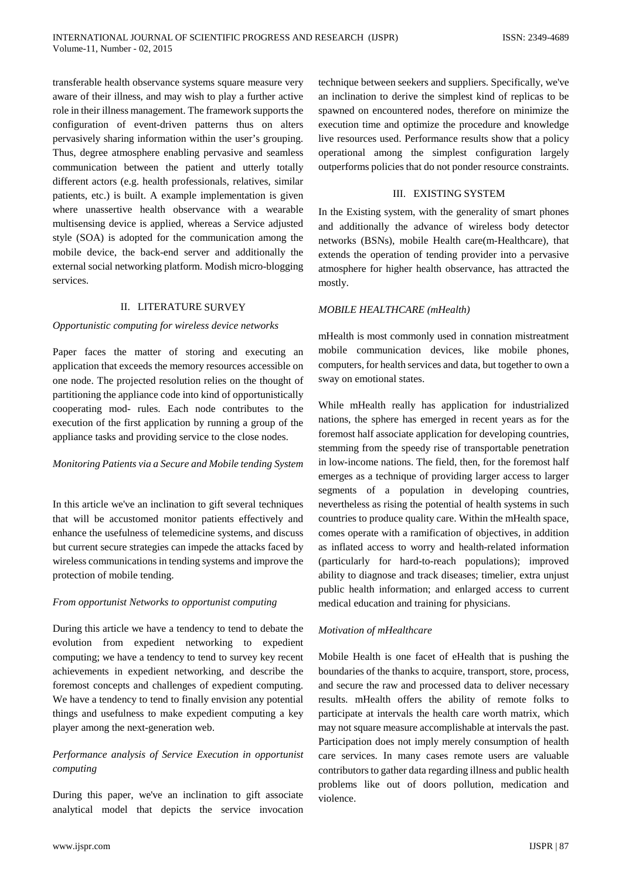transferable health observance systems square measure very aware of their illness, and may wish to play a further active role in their illness management. The framework supports the configuration of event-driven patterns thus on alters pervasively sharing information within the user's grouping. Thus, degree atmosphere enabling pervasive and seamless communication between the patient and utterly totally different actors (e.g. health professionals, relatives, similar patients, etc.) is built. A example implementation is given where unassertive health observance with a wearable multisensing device is applied, whereas a Service adjusted style (SOA) is adopted for the communication among the mobile device, the back-end server and additionally the external social networking platform. Modish micro-blogging services.

## II. LITERATURE SURVEY

*Opportunistic computing for wireless device networks*

Paper faces the matter of storing and executing an application that exceeds the memory resources accessible on one node. The projected resolution relies on the thought of partitioning the appliance code into kind of opportunistically cooperating mod- rules. Each node contributes to the execution of the first application by running a group of the appliance tasks and providing service to the close nodes.

*Monitoring Patients via a Secure and Mobile tending System*

In this article we've an inclination to gift several techniques that will be accustomed monitor patients effectively and enhance the usefulness of telemedicine systems, and discuss but current secure strategies can impede the attacks faced by wireless communications in tending systems and improve the protection of mobile tending.

*From opportunist Networks to opportunist computing*

During this article we have a tendency to tend to debate the evolution from expedient networking to expedient computing; we have a tendency to tend to survey key recent achievements in expedient networking, and describe the foremost concepts and challenges of expedient computing. We have a tendency to tend to finally envision any potential things and usefulness to make expedient computing a key player among the next-generation web.

*Performance analysis of Service Execution in opportunist computing*

During this paper, we've an inclination to gift associate analytical model that depicts the service invocation technique between seekers and suppliers. Specifically, we've an inclination to derive the simplest kind of replicas to be spawned on encountered nodes, therefore on minimize the execution time and optimize the procedure and knowledge live resources used. Performance results show that a policy operational among the simplest configuration largely outperforms policies that do not ponder resource constraints.

## III. EXISTING SYSTEM

In the Existing system, with the generality of smart phones and additionally the advance of wireless body detector networks (BSNs), mobile Health care(m-Healthcare), that extends the operation of tending provider into a pervasive atmosphere for higher health observance, has attracted the mostly.

*MOBILE HEALTHCARE (mHealth)*

mHealth is most commonly used in connation mistreatment mobile communication devices, like mobile phones, computers, for health services and data, but together to own a sway on emotional states.

While mHealth really has application for industrialized nations, the sphere has emerged in recent years as for the foremost half associate application for developing countries, stemming from the speedy rise of transportable penetration in low-income nations. The field, then, for the foremost half emerges as a technique of providing larger access to larger segments of a population in developing countries, nevertheless as rising the potential of health systems in such countries to produce quality care. Within the mHealth space, comes operate with a ramification of objectives, in addition as inflated access to worry and health-related information (particularly for hard-to-reach populations); improved ability to diagnose and track diseases; timelier, extra unjust public health information; and enlarged access to current medical education and training for physicians.

*Motivation of mHealthcare*

Mobile Health is one facet of eHealth that is pushing the boundaries of the thanks to acquire, transport, store, process, and secure the raw and processed data to deliver necessary results. mHealth offers the ability of remote folks to participate at intervals the health care worth matrix, which may not square measure accomplishable at intervals the past. Participation does not imply merely consumption of health care services. In many cases remote users are valuable contributors to gather data regarding illness and public health problems like out of doors pollution, medication and violence.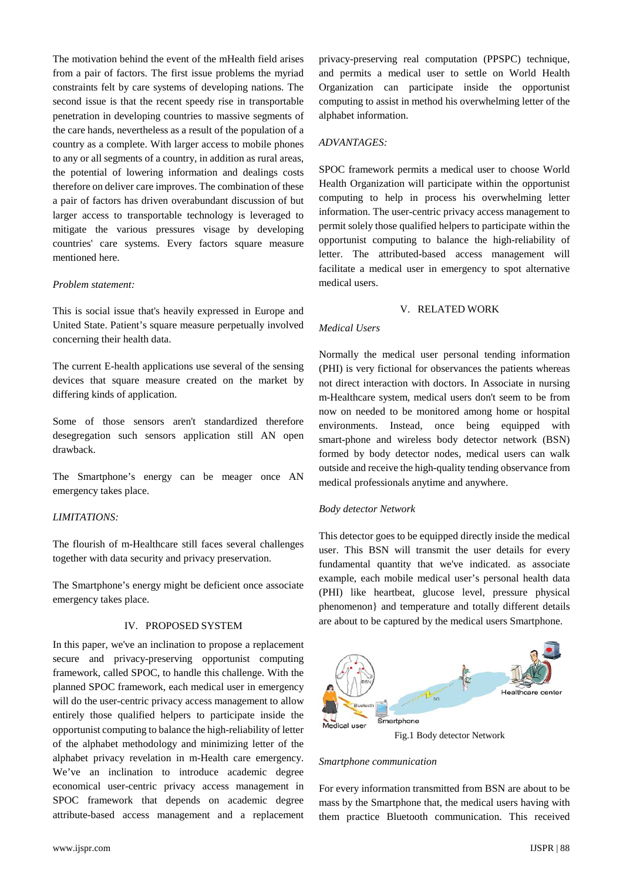The motivation behind the event of the mHealth field arises from a pair of factors. The first issue problems the myriad constraints felt by care systems of developing nations. The second issue is that the recent speedy rise in transportable penetration in developing countries to massive segments of the care hands, nevertheless as a result of the population of a country as a complete. With larger access to mobile phones to any or all segments of a country, in addition as rural areas, the potential of lowering information and dealings costs therefore on deliver care improves. The combination of these a pair of factors has driven overabundant discussion of but larger access to transportable technology is leveraged to mitigate the various pressures visage by developing countries' care systems. Every factors square measure mentioned here.

*Problem statement:*

This is social issue that's heavily expressed in Europe and United State. Patient's square measure perpetually involved concerning their health data.

The current E-health applications use several of the sensing devices that square measure created on the market by differing kinds of application.

Some of those sensors aren't standardized therefore desegregation such sensors application still AN open drawback.

The Smartphone's energy can be meager once AN emergency takes place.

*LIMITATIONS:*

The flourish of m-Healthcare still faces several challenges together with data security and privacy preservation.

The Smartphone's energy might be deficient once associate emergency takes place.

## IV. PROPOSED SYSTEM

In this paper, we've an inclination to propose a replacement secure and privacy-preserving opportunist computing framework, called SPOC, to handle this challenge. With the planned SPOC framework, each medical user in emergency will do the user-centric privacy access management to allow entirely those qualified helpers to participate inside the opportunist computing to balance the high-reliability of letter of the alphabet methodology and minimizing letter of the alphabet privacy revelation in m-Health care emergency. We've an inclination to introduce academic degree economical user-centric privacy access management in SPOC framework that depends on academic degree attribute-based access management and a replacement privacy-preserving real computation (PPSPC) technique, and permits a medical user to settle on World Health Organization can participate inside the opportunist computing to assist in method his overwhelming letter of the alphabet information.

*ADVANTAGES:*

SPOC framework permits a medical user to choose World Health Organization will participate within the opportunist computing to help in process his overwhelming letter information. The user-centric privacy access management to permit solely those qualified helpers to participate within the opportunist computing to balance the high-reliability of letter. The attributed-based access management will facilitate a medical user in emergency to spot alternative medical users.

## V. RELATED WORK

*Medical Users*

Normally the medical user personal tending information (PHI) is very fictional for observances the patients whereas not direct interaction with doctors. In Associate in nursing m-Healthcare system, medical users don't seem to be from now on needed to be monitored among home or hospital environments. Instead, once being equipped with smart-phone and wireless body detector network (BSN) formed by body detector nodes, medical users can walk outside and receive the high-quality tending observance from medical professionals anytime and anywhere.

*Body detector Network*

This detector goes to be equipped directly inside the medical user. This BSN will transmit the user details for every fundamental quantity that we've indicated. as associate example, each mobile medical user's personal health data (PHI) like heartbeat, glucose level, pressure physical phenomenon} and temperature and totally different details are about to be captured by the medical users Smartphone.

Fig.1 Body detector Network

*Smartphone communication*

For every information transmitted from BSN are about to be mass by the Smartphone that, the medical users having with them practice Bluetooth communication. This received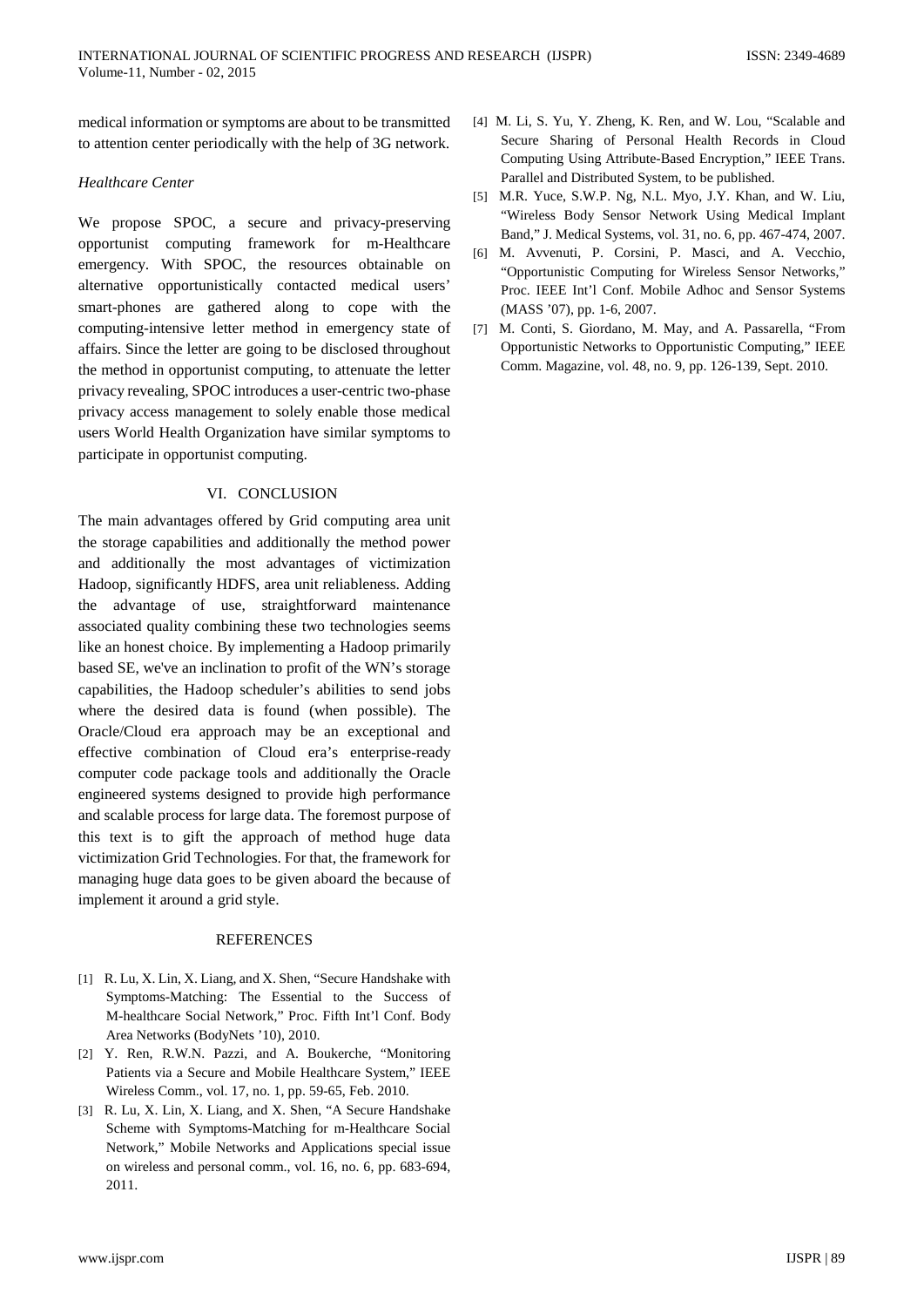medical information or symptoms are about to be transmitted to attention center periodically with the help of 3G network.

*Healthcare Center*

We propose SPOC, a secure and privacy-preserving opportunist computing framework for m-Healthcare emergency. With SPOC, the resources obtainable on alternative opportunistically contacted medical users' smart-phones are gathered along to cope with the computing-intensive letter method in emergency state of affairs. Since the letter are going to be disclosed throughout the method in opportunist computing, to attenuate the letter privacy revealing, SPOC introduces a user-centric two-phase privacy access management to solely enable those medical users World Health Organization have similar symptoms to participate in opportunist computing.

## VI. CONCLUSION

The main advantages offered by Grid computing area unit the storage capabilities and additionally the method power and additionally the most advantages of victimization Hadoop, significantly HDFS, area unit reliableness. Adding the advantage of use, straightforward maintenance associated quality combining these two technologies seems like an honest choice. By implementing a Hadoop primarily based SE, we've an inclination to profit of the WN's storage capabilities, the Hadoop scheduler's abilities to send jobs where the desired data is found (when possible). The Oracle/Cloud era approach may be an exceptional and effective combination of Cloud era's enterprise-ready computer code package tools and additionally the Oracle engineered systems designed to provide high performance and scalable process for large data. The foremost purpose of this text is to gift the approach of method huge data victimization Grid Technologies. For that, the framework for managing huge data goes to be given aboard the because of implement it around a grid style.

## REFERENCES

[1] R. Lu, X. Lin, X. Liang, and X. Shen, "Secure Handshake with Symptoms-Matching: The Essential to the Success of M-healthcare Social Network," Proc. Fifth Int'l Conf. Body Area Networks (BodyNets '10), 2010.

[2] Y. Ren, R.W.N. Pazzi, and A. Boukerche, "Monitoring Patients via a Secure and Mobile Healthcare System," IEEE Wireless Comm., vol. 17, no. 1, pp. 59-65, Feb. 2010.

[3] R. Lu, X. Lin, X. Liang, and X. Shen, "A Secure Handshake Scheme with Symptoms-Matching for m-Healthcare Social Network," Mobile Networks and Applications special issue on wireless and personal comm., vol. 16, no. 6, pp. 683-694, 2011.

[4] M. Li, S. Yu, Y. Zheng, K. Ren, and W. Lou, "Scalable and Secure Sharing of Personal Health Records in Cloud Computing Using Attribute-Based Encryption," IEEE Trans. Parallel and Distributed System, to be published.

[5] M.R. Yuce, S.W.P. Ng, N.L. Myo, J.Y. Khan, and W. Liu, "Wireless Body Sensor Network Using Medical Implant Band," J. Medical Systems, vol. 31, no. 6, pp. 467-474, 2007.

[6] M. Avvenuti, P. Corsini, P. Masci, and A. Vecchio, "Opportunistic Computing for Wireless Sensor Networks," Proc. IEEE Int'l Conf. Mobile Adhoc and Sensor Systems (MASS '07), pp. 1-6, 2007.

[7] M. Conti, S. Giordano, M. May, and A. Passarella, "From Opportunistic Networks to Opportunistic Computing," IEEE Comm. Magazine, vol. 48, no. 9, pp. 126-139, Sept. 2010.